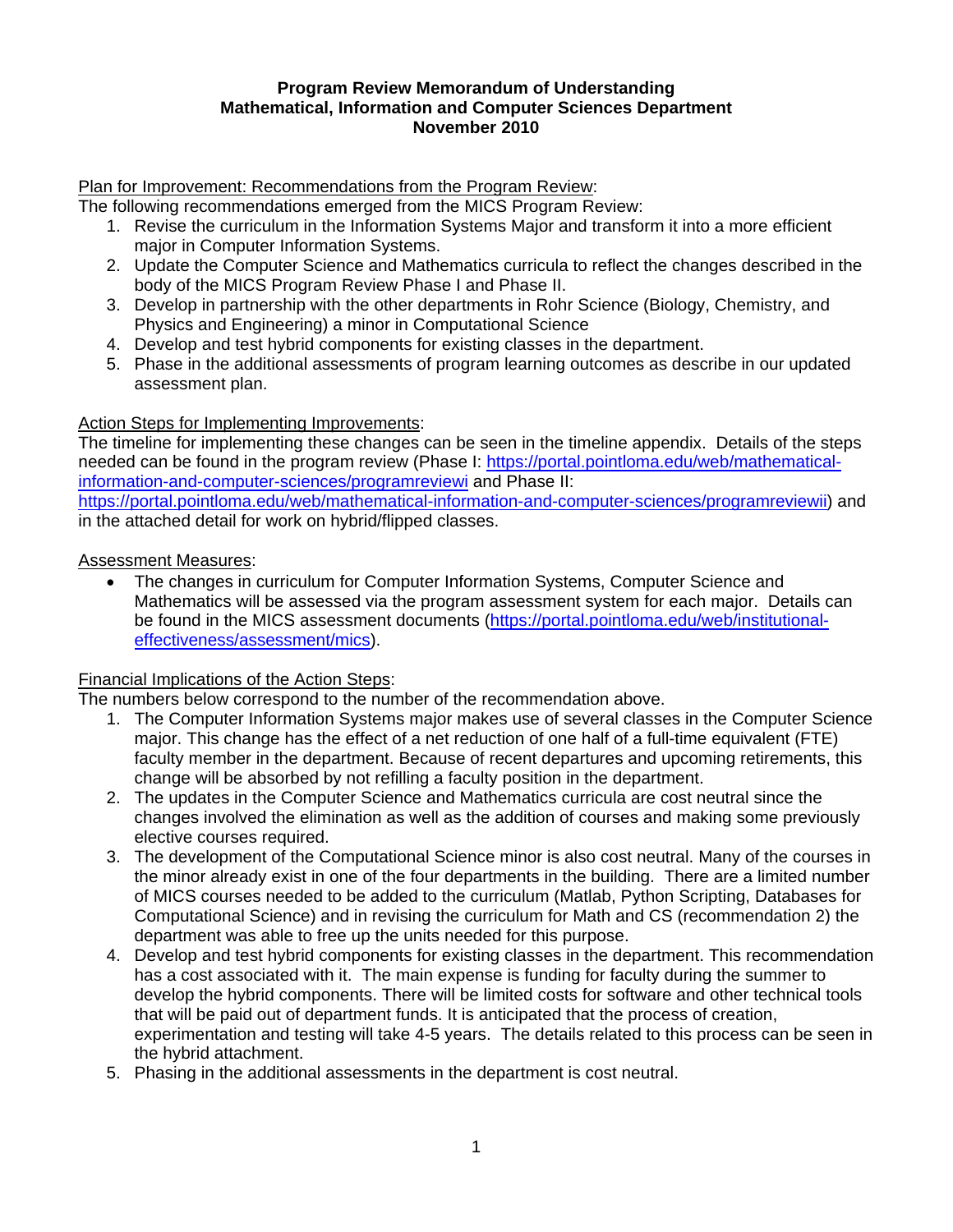**Program Review Memorandum of Understanding**
**Mathematical, Information and Computer Sciences Department**
**November 2010**

Plan for Improvement: Recommendations from the Program Review:

The following recommendations emerged from the MICS Program Review:

1. Revise the curriculum in the Information Systems Major and transform it into a more efficient major in Computer Information Systems.
2. Update the Computer Science and Mathematics curricula to reflect the changes described in the body of the MICS Program Review Phase I and Phase II.
3. Develop in partnership with the other departments in Rohr Science (Biology, Chemistry, and Physics and Engineering) a minor in Computational Science
4. Develop and test hybrid components for existing classes in the department.
5. Phase in the additional assessments of program learning outcomes as describe in our updated assessment plan.

Action Steps for Implementing Improvements:

The timeline for implementing these changes can be seen in the timeline appendix. Details of the steps needed can be found in the program review (Phase I: https://portal.pointloma.edu/web/mathematical-information-and-computer-sciences/programreviewi and Phase II: https://portal.pointloma.edu/web/mathematical-information-and-computer-sciences/programreviewii) and in the attached detail for work on hybrid/flipped classes.

Assessment Measures:

- The changes in curriculum for Computer Information Systems, Computer Science and Mathematics will be assessed via the program assessment system for each major. Details can be found in the MICS assessment documents (https://portal.pointloma.edu/web/institutional-effectiveness/assessment/mics).

Financial Implications of the Action Steps:

The numbers below correspond to the number of the recommendation above.

1. The Computer Information Systems major makes use of several classes in the Computer Science major. This change has the effect of a net reduction of one half of a full-time equivalent (FTE) faculty member in the department. Because of recent departures and upcoming retirements, this change will be absorbed by not refilling a faculty position in the department.
2. The updates in the Computer Science and Mathematics curricula are cost neutral since the changes involved the elimination as well as the addition of courses and making some previously elective courses required.
3. The development of the Computational Science minor is also cost neutral. Many of the courses in the minor already exist in one of the four departments in the building. There are a limited number of MICS courses needed to be added to the curriculum (Matlab, Python Scripting, Databases for Computational Science) and in revising the curriculum for Math and CS (recommendation 2) the department was able to free up the units needed for this purpose.
4. Develop and test hybrid components for existing classes in the department. This recommendation has a cost associated with it. The main expense is funding for faculty during the summer to develop the hybrid components. There will be limited costs for software and other technical tools that will be paid out of department funds. It is anticipated that the process of creation, experimentation and testing will take 4-5 years. The details related to this process can be seen in the hybrid attachment.
5. Phasing in the additional assessments in the department is cost neutral.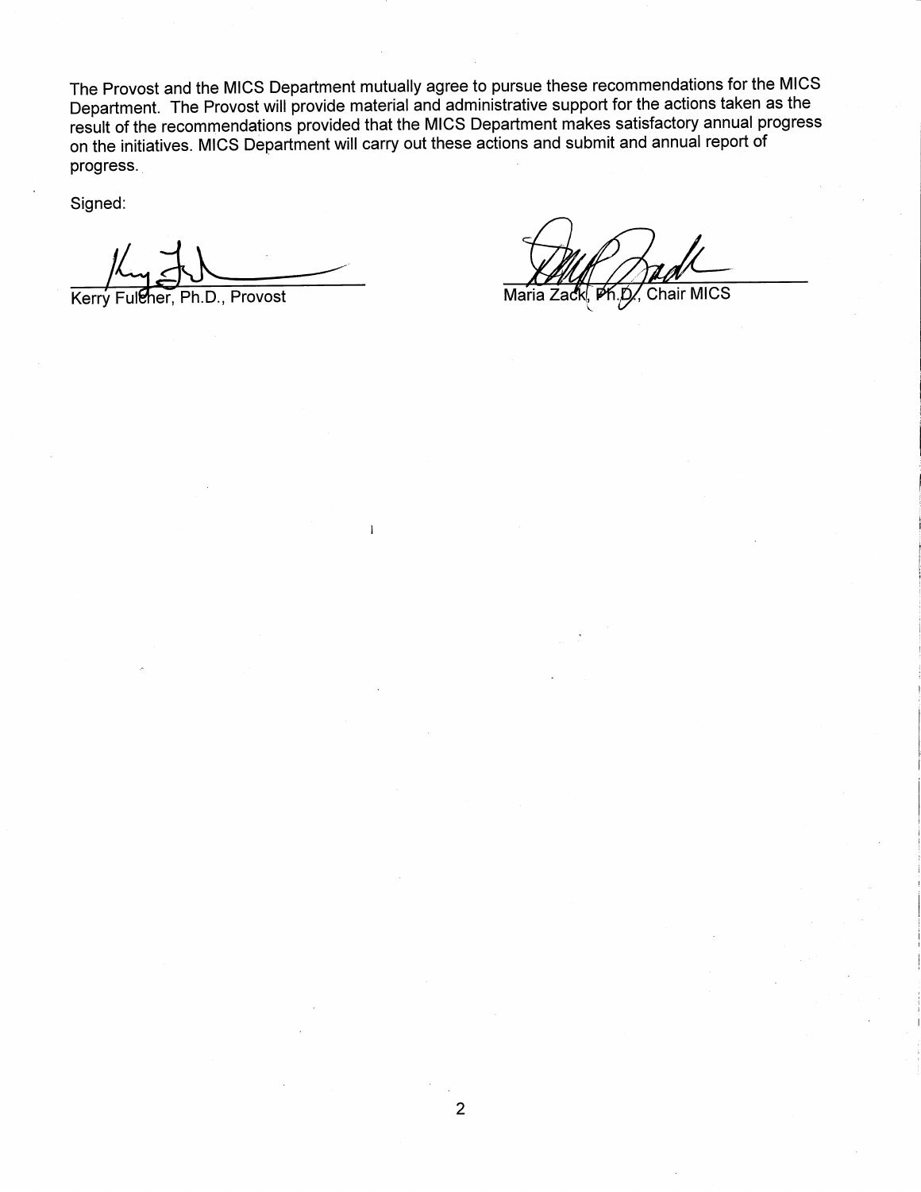The Provost and the MICS Department mutually agree to pursue these recommendations for the MICS Department. The Provost will provide material and administrative support for the actions taken as the result of the recommendations provided that the MICS Department makes satisfactory annual progress on the initiatives. MICS Department will carry out these actions and submit and annual report of progress.

Signed:

Kerry Fulcher, Ph.D., Provost

Maria Zack, Ph.D., Chair MICS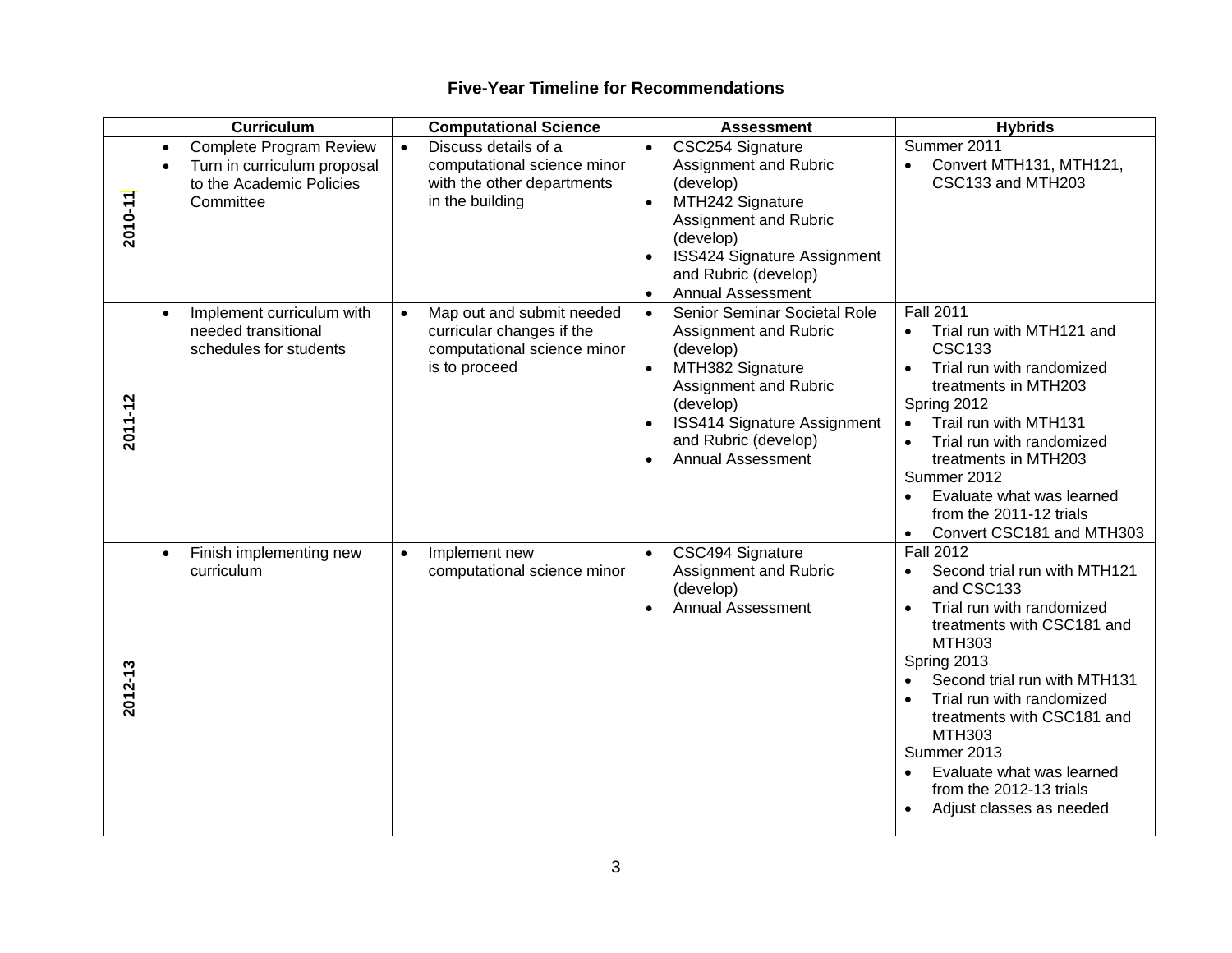# Five-Year Timeline for Recommendations

| | Curriculum | Computational Science | Assessment | Hybrids |
|---|---|---|---|---|
| **2010-11** | • Complete Program Review<br>• Turn in curriculum proposal to the Academic Policies Committee | • Discuss details of a computational science minor with the other departments in the building | • CSC254 Signature Assignment and Rubric (develop)<br>• MTH242 Signature Assignment and Rubric (develop)<br>• ISS424 Signature Assignment and Rubric (develop)<br>• Annual Assessment | Summer 2011<br>• Convert MTH131, MTH121, CSC133 and MTH203 |
| **2011-12** | • Implement curriculum with needed transitional schedules for students | • Map out and submit needed curricular changes if the computational science minor is to proceed | • Senior Seminar Societal Role Assignment and Rubric (develop)<br>• MTH382 Signature Assignment and Rubric (develop)<br>• ISS414 Signature Assignment and Rubric (develop)<br>• Annual Assessment | Fall 2011<br>• Trial run with MTH121 and CSC133<br>• Trial run with randomized treatments in MTH203<br>Spring 2012<br>• Trail run with MTH131<br>• Trial run with randomized treatments in MTH203<br>Summer 2012<br>• Evaluate what was learned from the 2011-12 trials<br>• Convert CSC181 and MTH303 |
| **2012-13** | • Finish implementing new curriculum | • Implement new computational science minor | • CSC494 Signature Assignment and Rubric (develop)<br>• Annual Assessment | Fall 2012<br>• Second trial run with MTH121 and CSC133<br>• Trial run with randomized treatments with CSC181 and MTH303<br>Spring 2013<br>• Second trial run with MTH131<br>• Trial run with randomized treatments with CSC181 and MTH303<br>Summer 2013<br>• Evaluate what was learned from the 2012-13 trials<br>• Adjust classes as needed |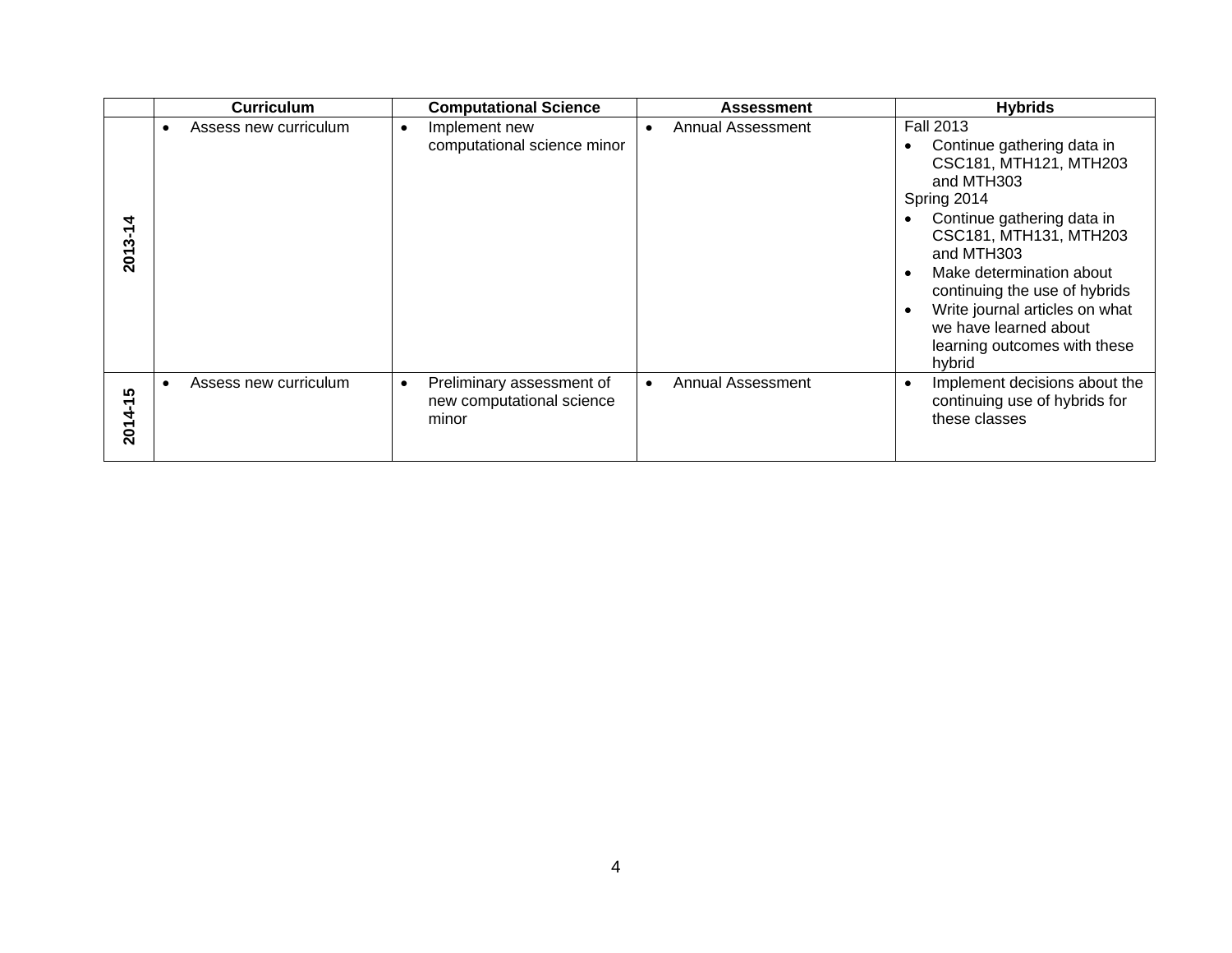| | Curriculum | Computational Science | Assessment | Hybrids |
|---|---|---|---|---|
| **2013-14** | • Assess new curriculum | • Implement new computational science minor | • Annual Assessment | Fall 2013<br>• Continue gathering data in CSC181, MTH121, MTH203 and MTH303<br>Spring 2014<br>• Continue gathering data in CSC181, MTH131, MTH203 and MTH303<br>• Make determination about continuing the use of hybrids<br>• Write journal articles on what we have learned about learning outcomes with these hybrid |
| **2014-15** | • Assess new curriculum | • Preliminary assessment of new computational science minor | • Annual Assessment | • Implement decisions about the continuing use of hybrids for these classes |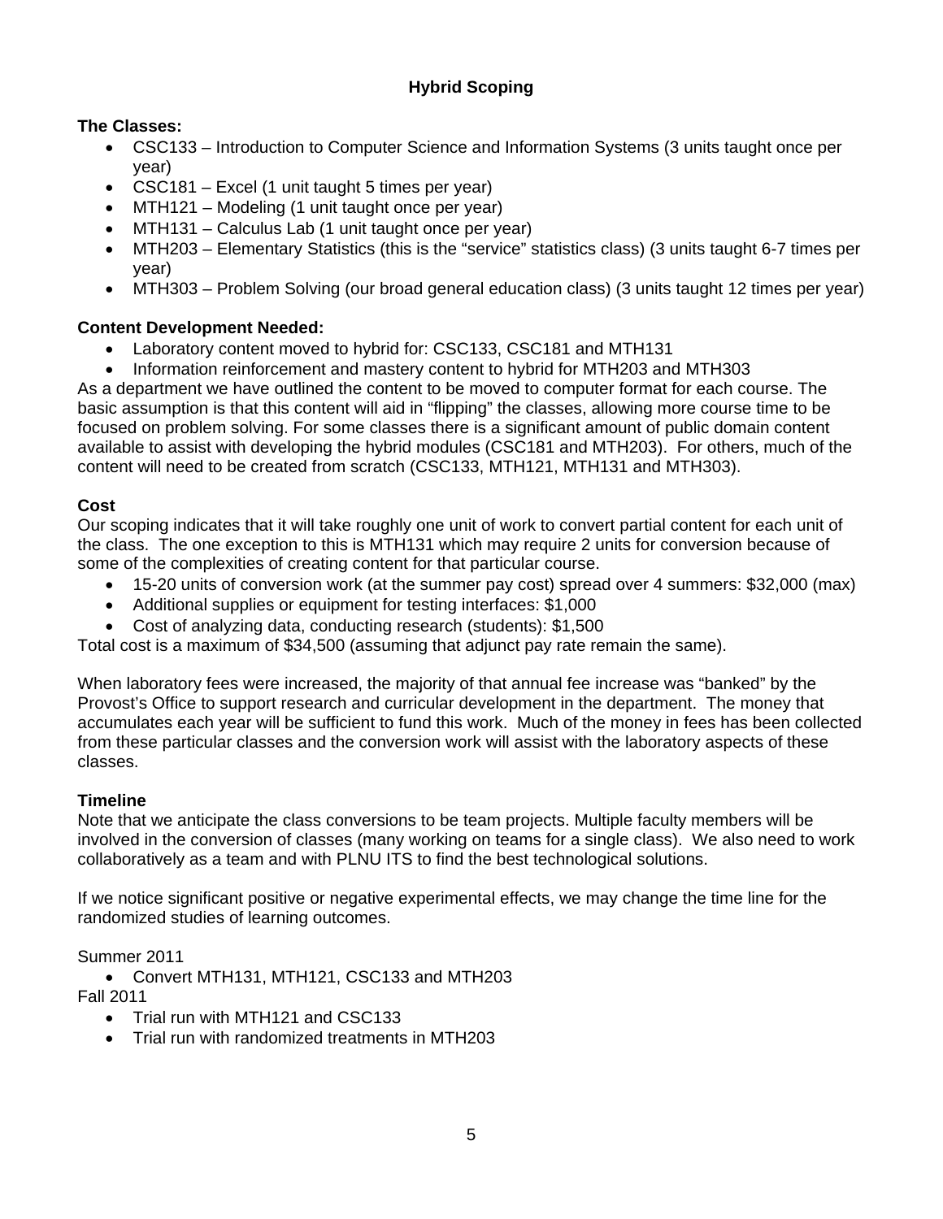## Hybrid Scoping

**The Classes:**

- CSC133 – Introduction to Computer Science and Information Systems (3 units taught once per year)
- CSC181 – Excel (1 unit taught 5 times per year)
- MTH121 – Modeling (1 unit taught once per year)
- MTH131 – Calculus Lab (1 unit taught once per year)
- MTH203 – Elementary Statistics (this is the "service" statistics class) (3 units taught 6-7 times per year)
- MTH303 – Problem Solving (our broad general education class) (3 units taught 12 times per year)

**Content Development Needed:**

- Laboratory content moved to hybrid for: CSC133, CSC181 and MTH131
- Information reinforcement and mastery content to hybrid for MTH203 and MTH303

As a department we have outlined the content to be moved to computer format for each course. The basic assumption is that this content will aid in "flipping" the classes, allowing more course time to be focused on problem solving. For some classes there is a significant amount of public domain content available to assist with developing the hybrid modules (CSC181 and MTH203). For others, much of the content will need to be created from scratch (CSC133, MTH121, MTH131 and MTH303).

**Cost**

Our scoping indicates that it will take roughly one unit of work to convert partial content for each unit of the class. The one exception to this is MTH131 which may require 2 units for conversion because of some of the complexities of creating content for that particular course.

- 15-20 units of conversion work (at the summer pay cost) spread over 4 summers: $32,000 (max)
- Additional supplies or equipment for testing interfaces: $1,000
- Cost of analyzing data, conducting research (students): $1,500

Total cost is a maximum of $34,500 (assuming that adjunct pay rate remain the same).

When laboratory fees were increased, the majority of that annual fee increase was "banked" by the Provost's Office to support research and curricular development in the department. The money that accumulates each year will be sufficient to fund this work. Much of the money in fees has been collected from these particular classes and the conversion work will assist with the laboratory aspects of these classes.

**Timeline**

Note that we anticipate the class conversions to be team projects. Multiple faculty members will be involved in the conversion of classes (many working on teams for a single class). We also need to work collaboratively as a team and with PLNU ITS to find the best technological solutions.

If we notice significant positive or negative experimental effects, we may change the time line for the randomized studies of learning outcomes.

Summer 2011

- Convert MTH131, MTH121, CSC133 and MTH203

Fall 2011

- Trial run with MTH121 and CSC133
- Trial run with randomized treatments in MTH203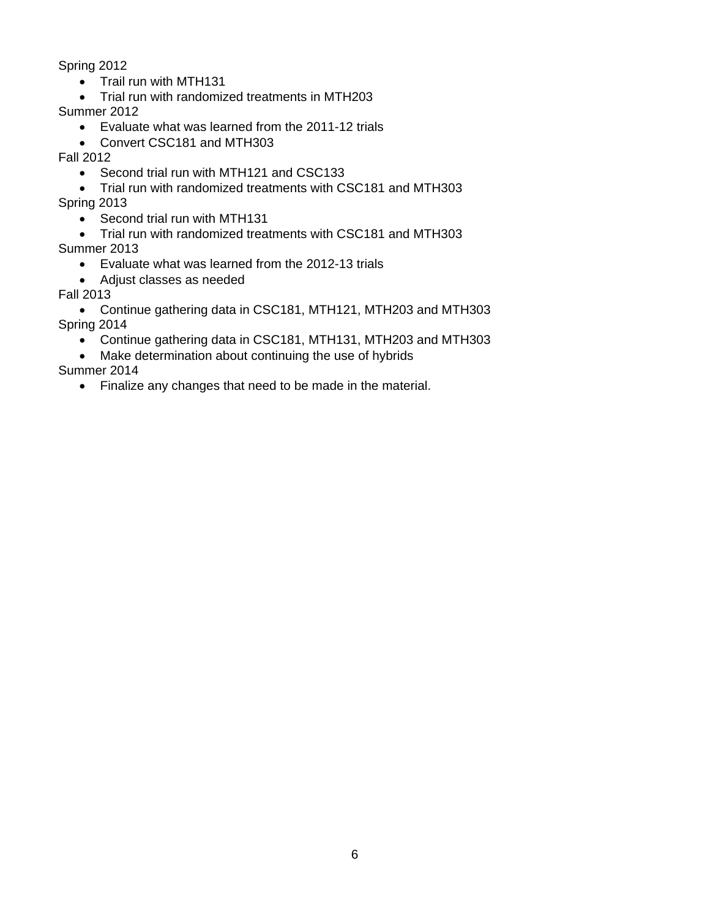Spring 2012

- Trail run with MTH131
- Trial run with randomized treatments in MTH203

Summer 2012

- Evaluate what was learned from the 2011-12 trials
- Convert CSC181 and MTH303

Fall 2012

- Second trial run with MTH121 and CSC133
- Trial run with randomized treatments with CSC181 and MTH303

Spring 2013

- Second trial run with MTH131
- Trial run with randomized treatments with CSC181 and MTH303

Summer 2013

- Evaluate what was learned from the 2012-13 trials
- Adjust classes as needed

Fall 2013

- Continue gathering data in CSC181, MTH121, MTH203 and MTH303

Spring 2014

- Continue gathering data in CSC181, MTH131, MTH203 and MTH303
- Make determination about continuing the use of hybrids

Summer 2014

- Finalize any changes that need to be made in the material.